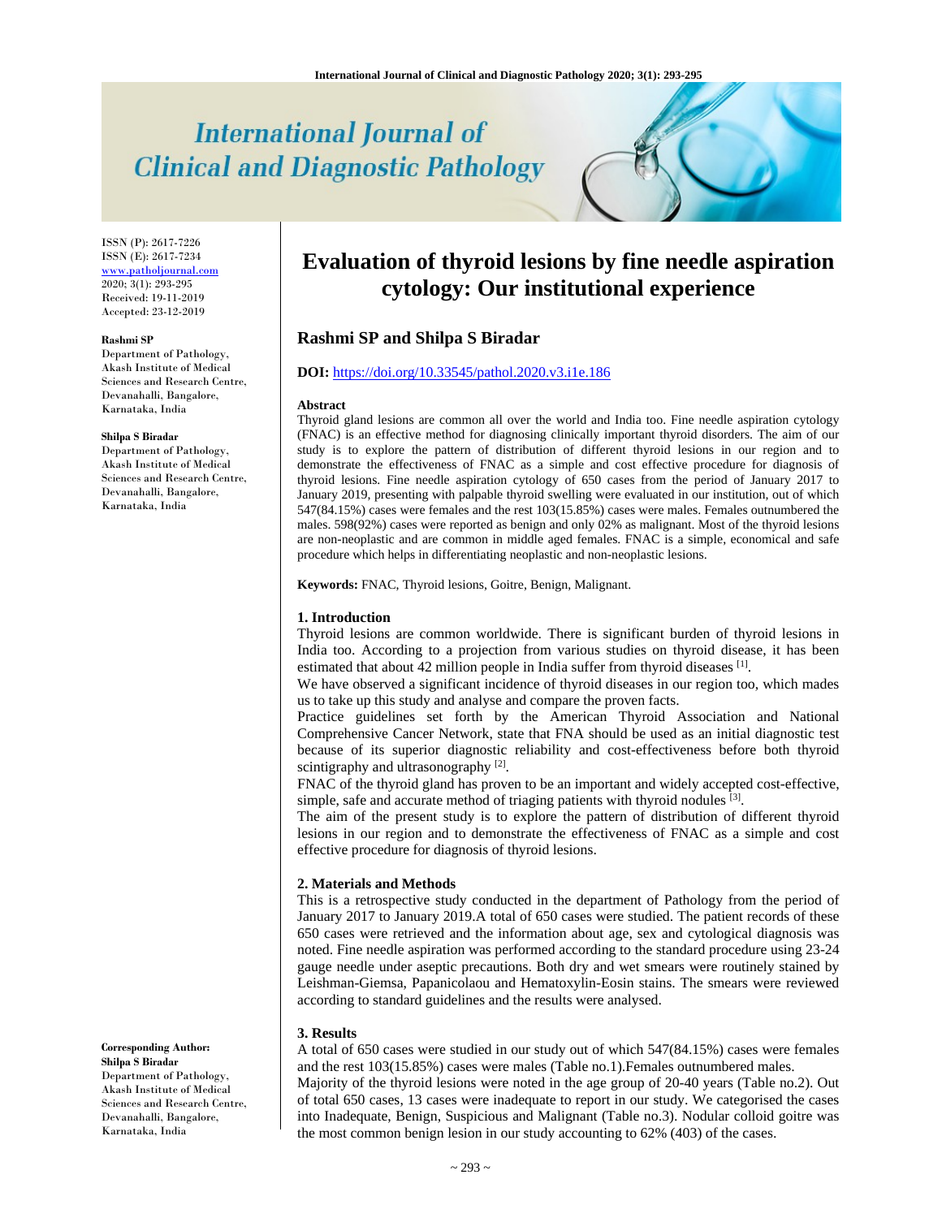# Evaluation of thyroid lesions by fine needle aspiration cytology: Our institutional experience

ISSN (P): 2617-7226
ISSN (E): 2617-7234
www.patholjournal.com
2020; 3(1): 293-295
Received: 19-11-2019
Accepted: 23-12-2019

**Rashmi SP**
Department of Pathology, Akash Institute of Medical Sciences and Research Centre, Devanahalli, Bangalore, Karnataka, India

**Shilpa S Biradar**
Department of Pathology, Akash Institute of Medical Sciences and Research Centre, Devanahalli, Bangalore, Karnataka, India

**Corresponding Author:**
**Shilpa S Biradar**
Department of Pathology, Akash Institute of Medical Sciences and Research Centre, Devanahalli, Bangalore, Karnataka, India

## Rashmi SP and Shilpa S Biradar

**DOI:** https://doi.org/10.33545/pathol.2020.v3.i1e.186

### Abstract

Thyroid gland lesions are common all over the world and India too. Fine needle aspiration cytology (FNAC) is an effective method for diagnosing clinically important thyroid disorders. The aim of our study is to explore the pattern of distribution of different thyroid lesions in our region and to demonstrate the effectiveness of FNAC as a simple and cost effective procedure for diagnosis of thyroid lesions. Fine needle aspiration cytology of 650 cases from the period of January 2017 to January 2019, presenting with palpable thyroid swelling were evaluated in our institution, out of which 547(84.15%) cases were females and the rest 103(15.85%) cases were males. Females outnumbered the males. 598(92%) cases were reported as benign and only 02% as malignant. Most of the thyroid lesions are non-neoplastic and are common in middle aged females. FNAC is a simple, economical and safe procedure which helps in differentiating neoplastic and non-neoplastic lesions.

**Keywords:** FNAC, Thyroid lesions, Goitre, Benign, Malignant.

### 1. Introduction

Thyroid lesions are common worldwide. There is significant burden of thyroid lesions in India too. According to a projection from various studies on thyroid disease, it has been estimated that about 42 million people in India suffer from thyroid diseases [1].

We have observed a significant incidence of thyroid diseases in our region too, which mades us to take up this study and analyse and compare the proven facts.

Practice guidelines set forth by the American Thyroid Association and National Comprehensive Cancer Network, state that FNA should be used as an initial diagnostic test because of its superior diagnostic reliability and cost-effectiveness before both thyroid scintigraphy and ultrasonography [2].

FNAC of the thyroid gland has proven to be an important and widely accepted cost-effective, simple, safe and accurate method of triaging patients with thyroid nodules [3].

The aim of the present study is to explore the pattern of distribution of different thyroid lesions in our region and to demonstrate the effectiveness of FNAC as a simple and cost effective procedure for diagnosis of thyroid lesions.

### 2. Materials and Methods

This is a retrospective study conducted in the department of Pathology from the period of January 2017 to January 2019.A total of 650 cases were studied. The patient records of these 650 cases were retrieved and the information about age, sex and cytological diagnosis was noted. Fine needle aspiration was performed according to the standard procedure using 23-24 gauge needle under aseptic precautions. Both dry and wet smears were routinely stained by Leishman-Giemsa, Papanicolaou and Hematoxylin-Eosin stains. The smears were reviewed according to standard guidelines and the results were analysed.

### 3. Results

A total of 650 cases were studied in our study out of which 547(84.15%) cases were females and the rest 103(15.85%) cases were males (Table no.1).Females outnumbered males.

Majority of the thyroid lesions were noted in the age group of 20-40 years (Table no.2). Out of total 650 cases, 13 cases were inadequate to report in our study. We categorised the cases into Inadequate, Benign, Suspicious and Malignant (Table no.3). Nodular colloid goitre was the most common benign lesion in our study accounting to 62% (403) of the cases.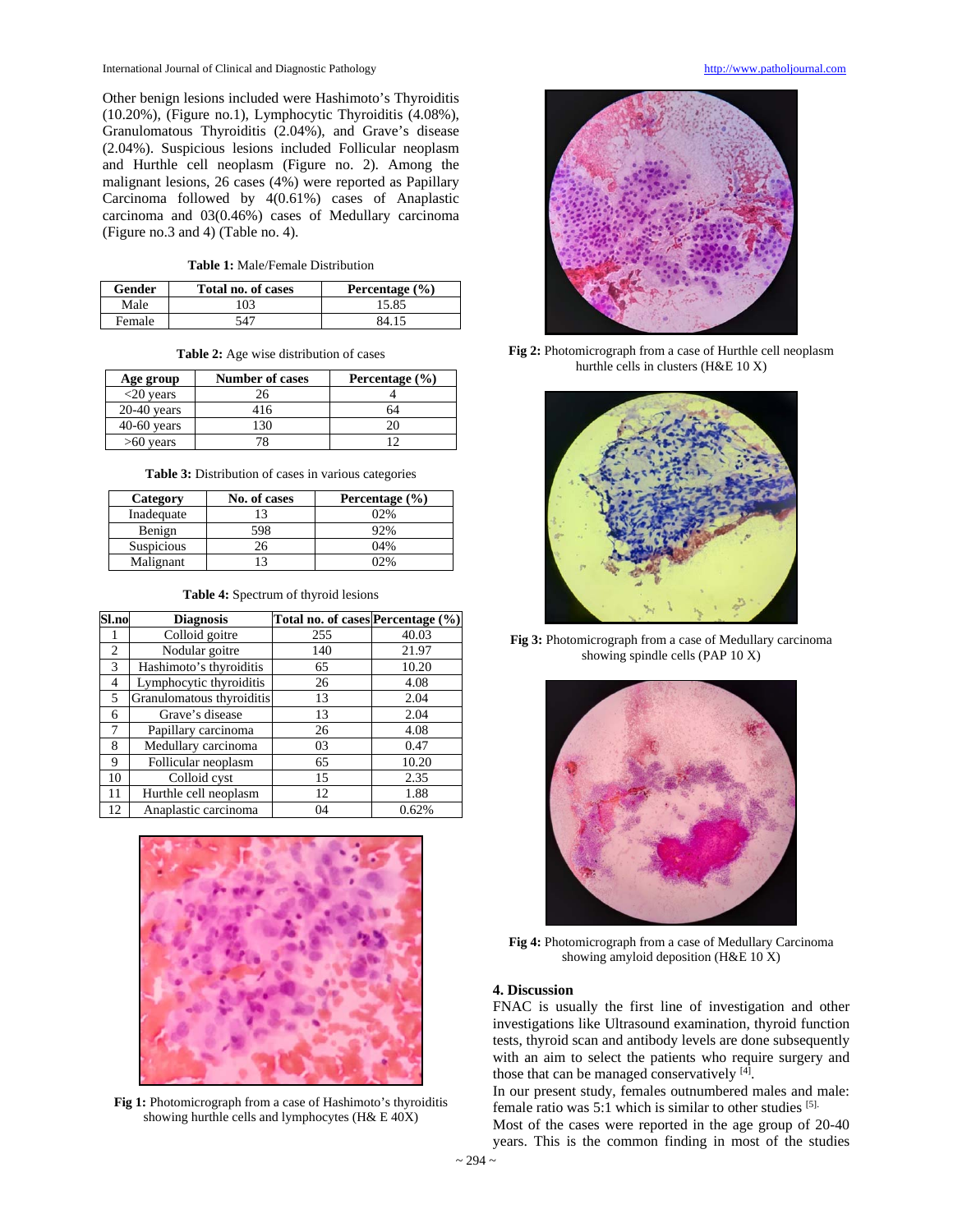Other benign lesions included were Hashimoto's Thyroiditis (10.20%), (Figure no.1), Lymphocytic Thyroiditis (4.08%), Granulomatous Thyroiditis (2.04%), and Grave's disease (2.04%). Suspicious lesions included Follicular neoplasm and Hurthle cell neoplasm (Figure no. 2). Among the malignant lesions, 26 cases (4%) were reported as Papillary Carcinoma followed by 4(0.61%) cases of Anaplastic carcinoma and 03(0.46%) cases of Medullary carcinoma (Figure no.3 and 4) (Table no. 4).

**Table 1:** Male/Female Distribution

| Gender | Total no. of cases | Percentage (%) |
|---|---|---|
| Male | 103 | 15.85 |
| Female | 547 | 84.15 |

**Table 2:** Age wise distribution of cases

| Age group | Number of cases | Percentage (%) |
|---|---|---|
| <20 years | 26 | 4 |
| 20-40 years | 416 | 64 |
| 40-60 years | 130 | 20 |
| >60 years | 78 | 12 |

**Table 3:** Distribution of cases in various categories

| Category | No. of cases | Percentage (%) |
|---|---|---|
| Inadequate | 13 | 02% |
| Benign | 598 | 92% |
| Suspicious | 26 | 04% |
| Malignant | 13 | 02% |

**Table 4:** Spectrum of thyroid lesions

| Sl.no | Diagnosis | Total no. of cases | Percentage (%) |
|---|---|---|---|
| 1 | Colloid goitre | 255 | 40.03 |
| 2 | Nodular goitre | 140 | 21.97 |
| 3 | Hashimoto's thyroiditis | 65 | 10.20 |
| 4 | Lymphocytic thyroiditis | 26 | 4.08 |
| 5 | Granulomatous thyroiditis | 13 | 2.04 |
| 6 | Grave's disease | 13 | 2.04 |
| 7 | Papillary carcinoma | 26 | 4.08 |
| 8 | Medullary carcinoma | 03 | 0.47 |
| 9 | Follicular neoplasm | 65 | 10.20 |
| 10 | Colloid cyst | 15 | 2.35 |
| 11 | Hurthle cell neoplasm | 12 | 1.88 |
| 12 | Anaplastic carcinoma | 04 | 0.62% |

**Fig 1:** Photomicrograph from a case of Hashimoto's thyroiditis showing hurthle cells and lymphocytes (H& E 40X)

**Fig 2:** Photomicrograph from a case of Hurthle cell neoplasm hurthle cells in clusters (H&E 10 X)

**Fig 3:** Photomicrograph from a case of Medullary carcinoma showing spindle cells (PAP 10 X)

**Fig 4:** Photomicrograph from a case of Medullary Carcinoma showing amyloid deposition (H&E 10 X)

## 4. Discussion

FNAC is usually the first line of investigation and other investigations like Ultrasound examination, thyroid function tests, thyroid scan and antibody levels are done subsequently with an aim to select the patients who require surgery and those that can be managed conservatively [4].

In our present study, females outnumbered males and male: female ratio was 5:1 which is similar to other studies [5].

Most of the cases were reported in the age group of 20-40 years. This is the common finding in most of the studies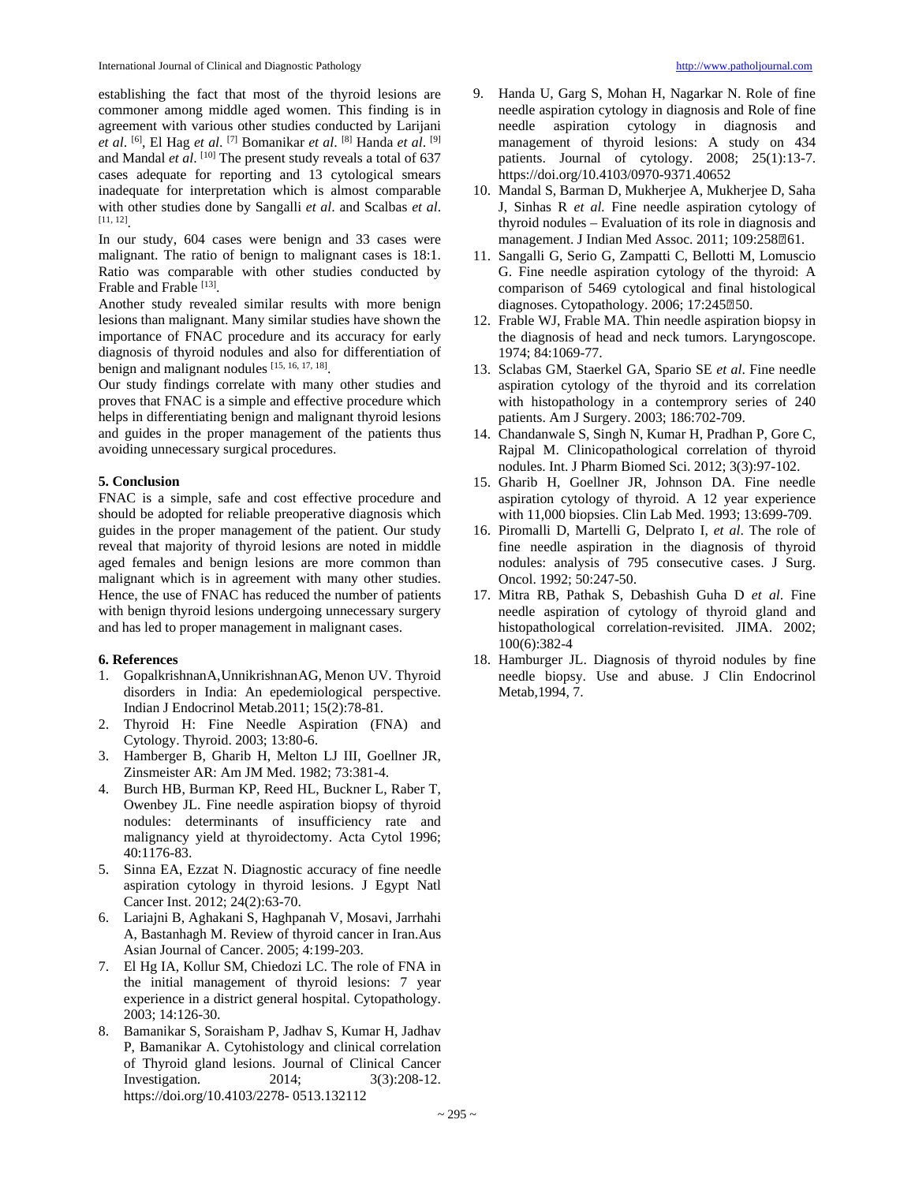establishing the fact that most of the thyroid lesions are commoner among middle aged women. This finding is in agreement with various other studies conducted by Larijani *et al*. [6], El Hag *et al*. [7] Bomanikar *et al*. [8] Handa *et al*. [9] and Mandal *et al*. [10] The present study reveals a total of 637 cases adequate for reporting and 13 cytological smears inadequate for interpretation which is almost comparable with other studies done by Sangalli *et al*. and Scalbas *et al*. [11, 12].

In our study, 604 cases were benign and 33 cases were malignant. The ratio of benign to malignant cases is 18:1. Ratio was comparable with other studies conducted by Frable and Frable [13].

Another study revealed similar results with more benign lesions than malignant. Many similar studies have shown the importance of FNAC procedure and its accuracy for early diagnosis of thyroid nodules and also for differentiation of benign and malignant nodules [15, 16, 17, 18].

Our study findings correlate with many other studies and proves that FNAC is a simple and effective procedure which helps in differentiating benign and malignant thyroid lesions and guides in the proper management of the patients thus avoiding unnecessary surgical procedures.

## 5. Conclusion

FNAC is a simple, safe and cost effective procedure and should be adopted for reliable preoperative diagnosis which guides in the proper management of the patient. Our study reveal that majority of thyroid lesions are noted in middle aged females and benign lesions are more common than malignant which is in agreement with many other studies. Hence, the use of FNAC has reduced the number of patients with benign thyroid lesions undergoing unnecessary surgery and has led to proper management in malignant cases.

## 6. References

1. GopalkrishnanA,UnnikrishnanAG, Menon UV. Thyroid disorders in India: An epedemiological perspective. Indian J Endocrinol Metab.2011; 15(2):78-81.
2. Thyroid H: Fine Needle Aspiration (FNA) and Cytology. Thyroid. 2003; 13:80-6.
3. Hamberger B, Gharib H, Melton LJ III, Goellner JR, Zinsmeister AR: Am JM Med. 1982; 73:381-4.
4. Burch HB, Burman KP, Reed HL, Buckner L, Raber T, Owenbey JL. Fine needle aspiration biopsy of thyroid nodules: determinants of insufficiency rate and malignancy yield at thyroidectomy. Acta Cytol 1996; 40:1176-83.
5. Sinna EA, Ezzat N. Diagnostic accuracy of fine needle aspiration cytology in thyroid lesions. J Egypt Natl Cancer Inst. 2012; 24(2):63-70.
6. Lariajni B, Aghakani S, Haghpanah V, Mosavi, Jarrhahi A, Bastanhagh M. Review of thyroid cancer in Iran.Aus Asian Journal of Cancer. 2005; 4:199-203.
7. El Hg IA, Kollur SM, Chiedozi LC. The role of FNA in the initial management of thyroid lesions: 7 year experience in a district general hospital. Cytopathology. 2003; 14:126-30.
8. Bamanikar S, Soraisham P, Jadhav S, Kumar H, Jadhav P, Bamanikar A. Cytohistology and clinical correlation of Thyroid gland lesions. Journal of Clinical Cancer Investigation. 2014; 3(3):208-12. https://doi.org/10.4103/2278- 0513.132112
9. Handa U, Garg S, Mohan H, Nagarkar N. Role of fine needle aspiration cytology in diagnosis and Role of fine needle aspiration cytology in diagnosis and management of thyroid lesions: A study on 434 patients. Journal of cytology. 2008; 25(1):13-7. https://doi.org/10.4103/0970-9371.40652
10. Mandal S, Barman D, Mukherjee A, Mukherjee D, Saha J, Sinhas R *et al.* Fine needle aspiration cytology of thyroid nodules – Evaluation of its role in diagnosis and management. J Indian Med Assoc. 2011; 109:258‑61.
11. Sangalli G, Serio G, Zampatti C, Bellotti M, Lomuscio G. Fine needle aspiration cytology of the thyroid: A comparison of 5469 cytological and final histological diagnoses. Cytopathology. 2006; 17:245‑50.
12. Frable WJ, Frable MA. Thin needle aspiration biopsy in the diagnosis of head and neck tumors. Laryngoscope. 1974; 84:1069-77.
13. Sclabas GM, Staerkel GA, Spario SE *et al*. Fine needle aspiration cytology of the thyroid and its correlation with histopathology in a contemprory series of 240 patients. Am J Surgery. 2003; 186:702-709.
14. Chandanwale S, Singh N, Kumar H, Pradhan P, Gore C, Rajpal M. Clinicopathological correlation of thyroid nodules. Int. J Pharm Biomed Sci. 2012; 3(3):97-102.
15. Gharib H, Goellner JR, Johnson DA. Fine needle aspiration cytology of thyroid. A 12 year experience with 11,000 biopsies. Clin Lab Med. 1993; 13:699-709.
16. Piromalli D, Martelli G, Delprato I, *et al*. The role of fine needle aspiration in the diagnosis of thyroid nodules: analysis of 795 consecutive cases. J Surg. Oncol. 1992; 50:247-50.
17. Mitra RB, Pathak S, Debashish Guha D *et al*. Fine needle aspiration of cytology of thyroid gland and histopathological correlation-revisited. JIMA. 2002; 100(6):382-4
18. Hamburger JL. Diagnosis of thyroid nodules by fine needle biopsy. Use and abuse. J Clin Endocrinol Metab,1994, 7.